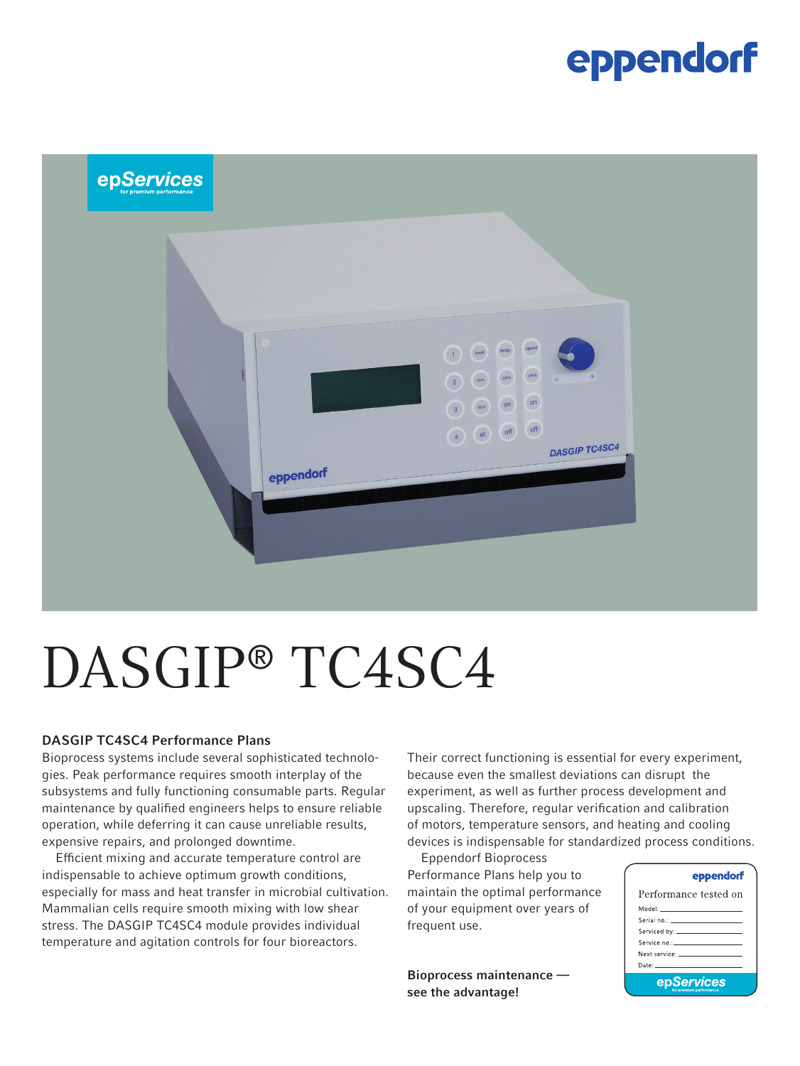# DASGIP® TC4SC4

## DASGIP TC4SC4 Performance Plans

Bioprocess systems include several sophisticated technologies. Peak performance requires smooth interplay of the subsystems and fully functioning consumable parts. Regular maintenance by qualified engineers helps to ensure reliable operation, while deferring it can cause unreliable results, expensive repairs, and prolonged downtime.

Efficient mixing and accurate temperature control are indispensable to achieve optimum growth conditions, especially for mass and heat transfer in microbial cultivation. Mammalian cells require smooth mixing with low shear stress. The DASGIP TC4SC4 module provides individual temperature and agitation controls for four bioreactors.

Their correct functioning is essential for every experiment, because even the smallest deviations can disrupt the experiment, as well as further process development and upscaling. Therefore, regular verification and calibration of motors, temperature sensors, and heating and cooling devices is indispensable for standardized process conditions.

Eppendorf Bioprocess Performance Plans help you to maintain the optimal performance of your equipment over years of frequent use.

**Bioprocess maintenance — see the advantage!**

Performance tested on

Model:

Serial no.:

Serviced by:

Service no.:

Next service:

Date: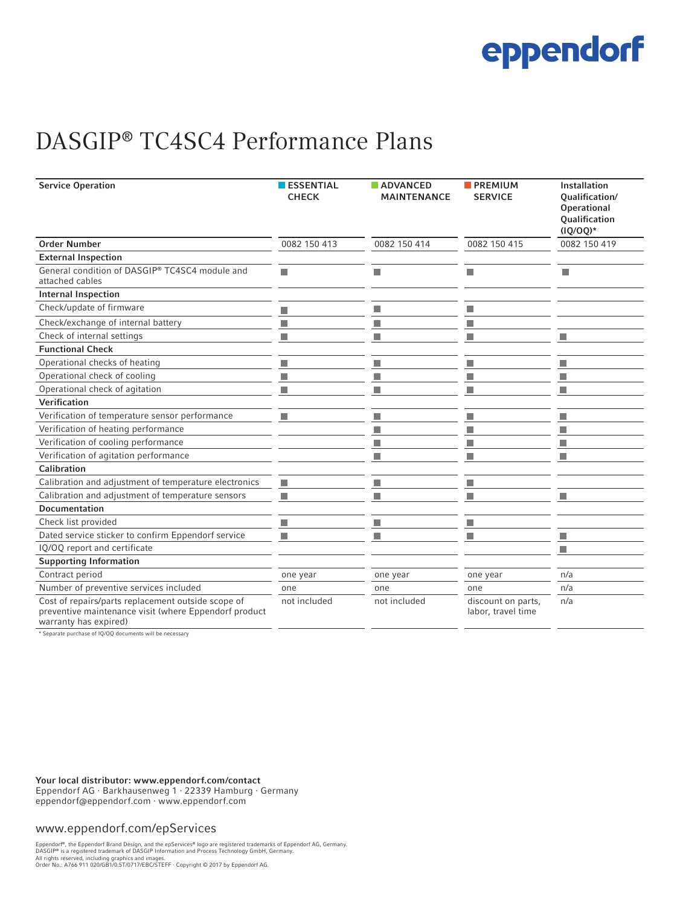# DASGIP® TC4SC4 Performance Plans

| Service Operation | ESSENTIAL CHECK | ADVANCED MAINTENANCE | PREMIUM SERVICE | Installation Qualification/ Operational Qualification (IQ/OQ)* |
|---|---|---|---|---|
| **Order Number** | 0082 150 413 | 0082 150 414 | 0082 150 415 | 0082 150 419 |
| **External Inspection** | | | | |
| General condition of DASGIP® TC4SC4 module and attached cables | ■ | ■ | ■ | ■ |
| **Internal Inspection** | | | | |
| Check/update of firmware | ■ | ■ | ■ | |
| Check/exchange of internal battery | ■ | ■ | ■ | |
| Check of internal settings | ■ | ■ | ■ | ■ |
| **Functional Check** | | | | |
| Operational checks of heating | ■ | ■ | ■ | ■ |
| Operational check of cooling | ■ | ■ | ■ | ■ |
| Operational check of agitation | ■ | ■ | ■ | ■ |
| **Verification** | | | | |
| Verification of temperature sensor performance | ■ | ■ | ■ | ■ |
| Verification of heating performance | | ■ | ■ | ■ |
| Verification of cooling performance | | ■ | ■ | ■ |
| Verification of agitation performance | | ■ | ■ | ■ |
| **Calibration** | | | | |
| Calibration and adjustment of temperature electronics | ■ | ■ | ■ | |
| Calibration and adjustment of temperature sensors | ■ | ■ | ■ | ■ |
| **Documentation** | | | | |
| Check list provided | ■ | ■ | ■ | |
| Dated service sticker to confirm Eppendorf service | ■ | ■ | ■ | ■ |
| IQ/OQ report and certificate | | | | ■ |
| **Supporting Information** | | | | |
| Contract period | one year | one year | one year | n/a |
| Number of preventive services included | one | one | one | n/a |
| Cost of repairs/parts replacement outside scope of preventive maintenance visit (where Eppendorf product warranty has expired) | not included | not included | discount on parts, labor, travel time | n/a |

\* Separate purchase of IQ/OQ documents will be necessary

**Your local distributor: www.eppendorf.com/contact**
Eppendorf AG · Barkhausenweg 1 · 22339 Hamburg · Germany
eppendorf@eppendorf.com · www.eppendorf.com

www.eppendorf.com/epServices

Eppendorf®, the Eppendorf Brand Design, and the epServices® logo are registered trademarks of Eppendorf AG, Germany.
DASGIP® is a registered trademark of DASGIP Information and Process Technology GmbH, Germany.
All rights reserved, including graphics and images.
Order No.: A766 911 020/GB1/0.5T/0717/EBC/STEFF · Copyright © 2017 by Eppendorf AG.